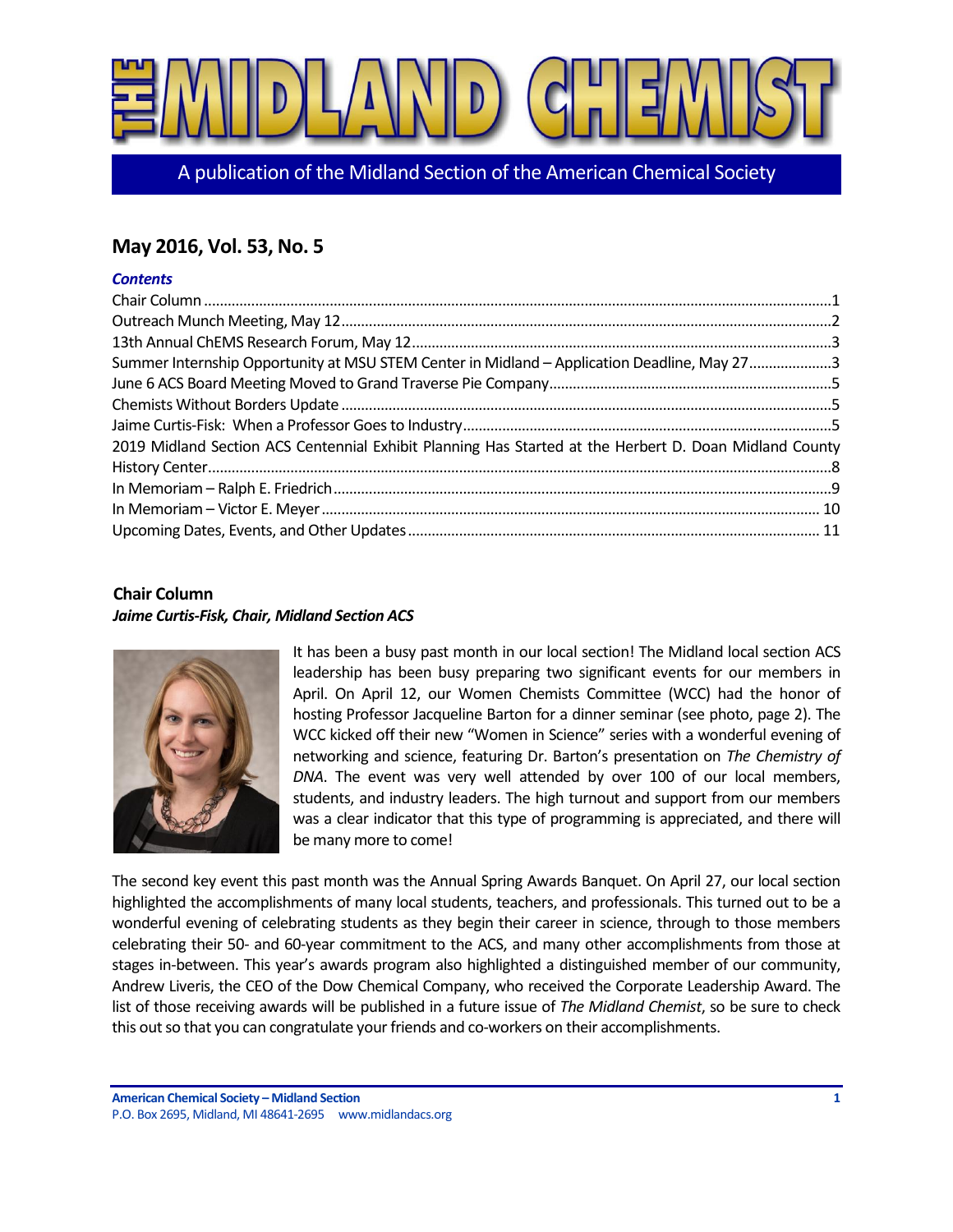# THE MIDLAND CHEMIST

A publication of the Midland Section of the American Chemical Society

## May 2016, Vol. 53, No. 5

### *Contents*

Chair Column ....................................................................................................................................1
Outreach Munch Meeting, May 12 ....................................................................................................2
13th Annual ChEMS Research Forum, May 12 ...................................................................................3
Summer Internship Opportunity at MSU STEM Center in Midland – Application Deadline, May 27 .....................3
June 6 ACS Board Meeting Moved to Grand Traverse Pie Company ........................................................5
Chemists Without Borders Update ....................................................................................................5
Jaime Curtis-Fisk: When a Professor Goes to Industry ..........................................................................5
2019 Midland Section ACS Centennial Exhibit Planning Has Started at the Herbert D. Doan Midland County History Center ..........................................................................................................................8
In Memoriam – Ralph E. Friedrich .....................................................................................................9
In Memoriam – Victor E. Meyer .......................................................................................................10
Upcoming Dates, Events, and Other Updates ......................................................................................11

## Chair Column

***Jaime Curtis-Fisk, Chair, Midland Section ACS***

It has been a busy past month in our local section! The Midland local section ACS leadership has been busy preparing two significant events for our members in April. On April 12, our Women Chemists Committee (WCC) had the honor of hosting Professor Jacqueline Barton for a dinner seminar (see photo, page 2). The WCC kicked off their new "Women in Science" series with a wonderful evening of networking and science, featuring Dr. Barton's presentation on *The Chemistry of DNA*. The event was very well attended by over 100 of our local members, students, and industry leaders. The high turnout and support from our members was a clear indicator that this type of programming is appreciated, and there will be many more to come!

The second key event this past month was the Annual Spring Awards Banquet. On April 27, our local section highlighted the accomplishments of many local students, teachers, and professionals. This turned out to be a wonderful evening of celebrating students as they begin their career in science, through to those members celebrating their 50- and 60-year commitment to the ACS, and many other accomplishments from those at stages in-between. This year's awards program also highlighted a distinguished member of our community, Andrew Liveris, the CEO of the Dow Chemical Company, who received the Corporate Leadership Award. The list of those receiving awards will be published in a future issue of *The Midland Chemist*, so be sure to check this out so that you can congratulate your friends and co-workers on their accomplishments.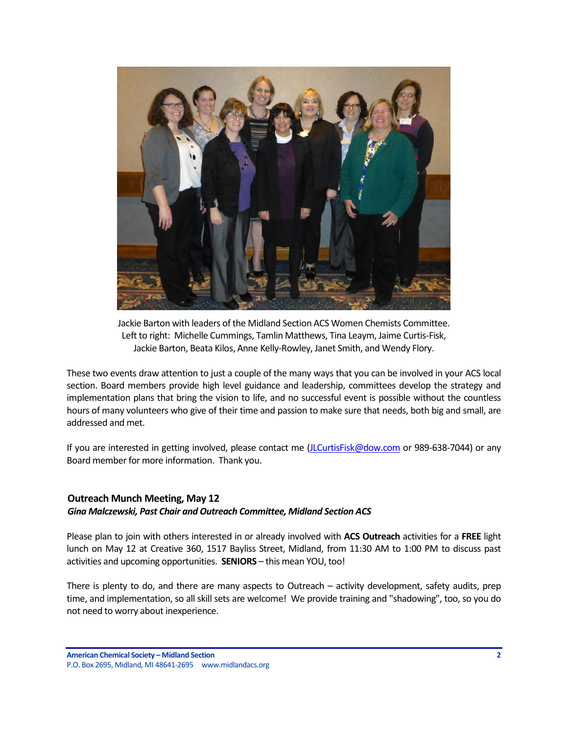Jackie Barton with leaders of the Midland Section ACS Women Chemists Committee. Left to right: Michelle Cummings, Tamlin Matthews, Tina Leaym, Jaime Curtis-Fisk, Jackie Barton, Beata Kilos, Anne Kelly-Rowley, Janet Smith, and Wendy Flory.

These two events draw attention to just a couple of the many ways that you can be involved in your ACS local section. Board members provide high level guidance and leadership, committees develop the strategy and implementation plans that bring the vision to life, and no successful event is possible without the countless hours of many volunteers who give of their time and passion to make sure that needs, both big and small, are addressed and met.

If you are interested in getting involved, please contact me (JLCurtisFisk@dow.com or 989-638-7044) or any Board member for more information. Thank you.

### Outreach Munch Meeting, May 12

***Gina Malczewski, Past Chair and Outreach Committee, Midland Section ACS***

Please plan to join with others interested in or already involved with **ACS Outreach** activities for a **FREE** light lunch on May 12 at Creative 360, 1517 Bayliss Street, Midland, from 11:30 AM to 1:00 PM to discuss past activities and upcoming opportunities. **SENIORS** – this mean YOU, too!

There is plenty to do, and there are many aspects to Outreach – activity development, safety audits, prep time, and implementation, so all skill sets are welcome! We provide training and "shadowing", too, so you do not need to worry about inexperience.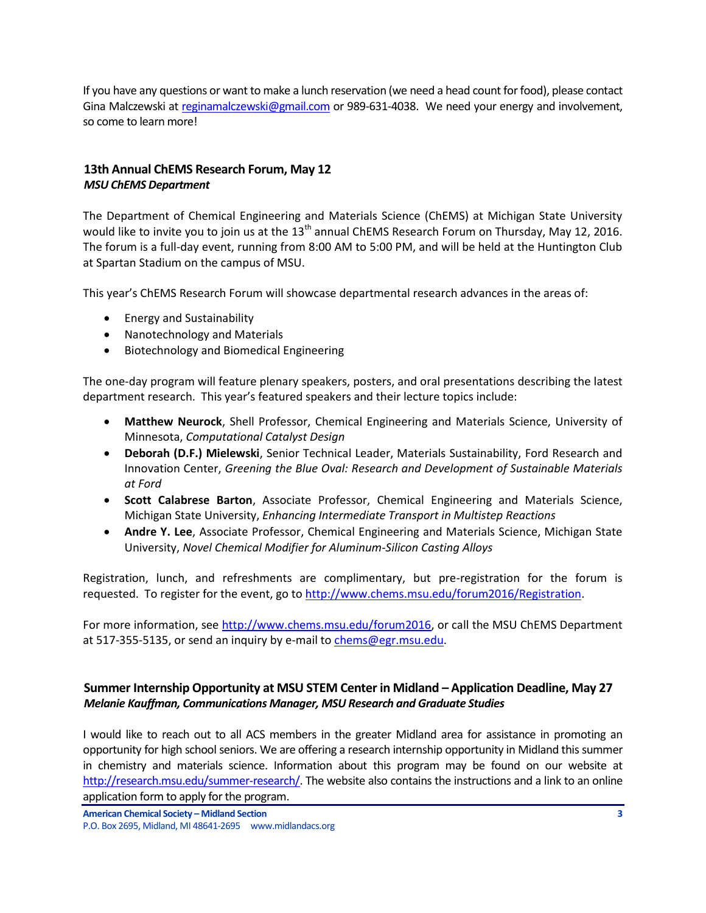If you have any questions or want to make a lunch reservation (we need a head count for food), please contact Gina Malczewski at reginamalczewski@gmail.com or 989-631-4038. We need your energy and involvement, so come to learn more!

### 13th Annual ChEMS Research Forum, May 12
***MSU ChEMS Department***

The Department of Chemical Engineering and Materials Science (ChEMS) at Michigan State University would like to invite you to join us at the 13th annual ChEMS Research Forum on Thursday, May 12, 2016. The forum is a full-day event, running from 8:00 AM to 5:00 PM, and will be held at the Huntington Club at Spartan Stadium on the campus of MSU.

This year's ChEMS Research Forum will showcase departmental research advances in the areas of:

- Energy and Sustainability
- Nanotechnology and Materials
- Biotechnology and Biomedical Engineering

The one-day program will feature plenary speakers, posters, and oral presentations describing the latest department research. This year's featured speakers and their lecture topics include:

- **Matthew Neurock**, Shell Professor, Chemical Engineering and Materials Science, University of Minnesota, *Computational Catalyst Design*
- **Deborah (D.F.) Mielewski**, Senior Technical Leader, Materials Sustainability, Ford Research and Innovation Center, *Greening the Blue Oval: Research and Development of Sustainable Materials at Ford*
- **Scott Calabrese Barton**, Associate Professor, Chemical Engineering and Materials Science, Michigan State University, *Enhancing Intermediate Transport in Multistep Reactions*
- **Andre Y. Lee**, Associate Professor, Chemical Engineering and Materials Science, Michigan State University, *Novel Chemical Modifier for Aluminum-Silicon Casting Alloys*

Registration, lunch, and refreshments are complimentary, but pre-registration for the forum is requested. To register for the event, go to http://www.chems.msu.edu/forum2016/Registration.

For more information, see http://www.chems.msu.edu/forum2016, or call the MSU ChEMS Department at 517-355-5135, or send an inquiry by e-mail to chems@egr.msu.edu.

### Summer Internship Opportunity at MSU STEM Center in Midland – Application Deadline, May 27
***Melanie Kauffman, Communications Manager, MSU Research and Graduate Studies***

I would like to reach out to all ACS members in the greater Midland area for assistance in promoting an opportunity for high school seniors. We are offering a research internship opportunity in Midland this summer in chemistry and materials science. Information about this program may be found on our website at http://research.msu.edu/summer-research/. The website also contains the instructions and a link to an online application form to apply for the program.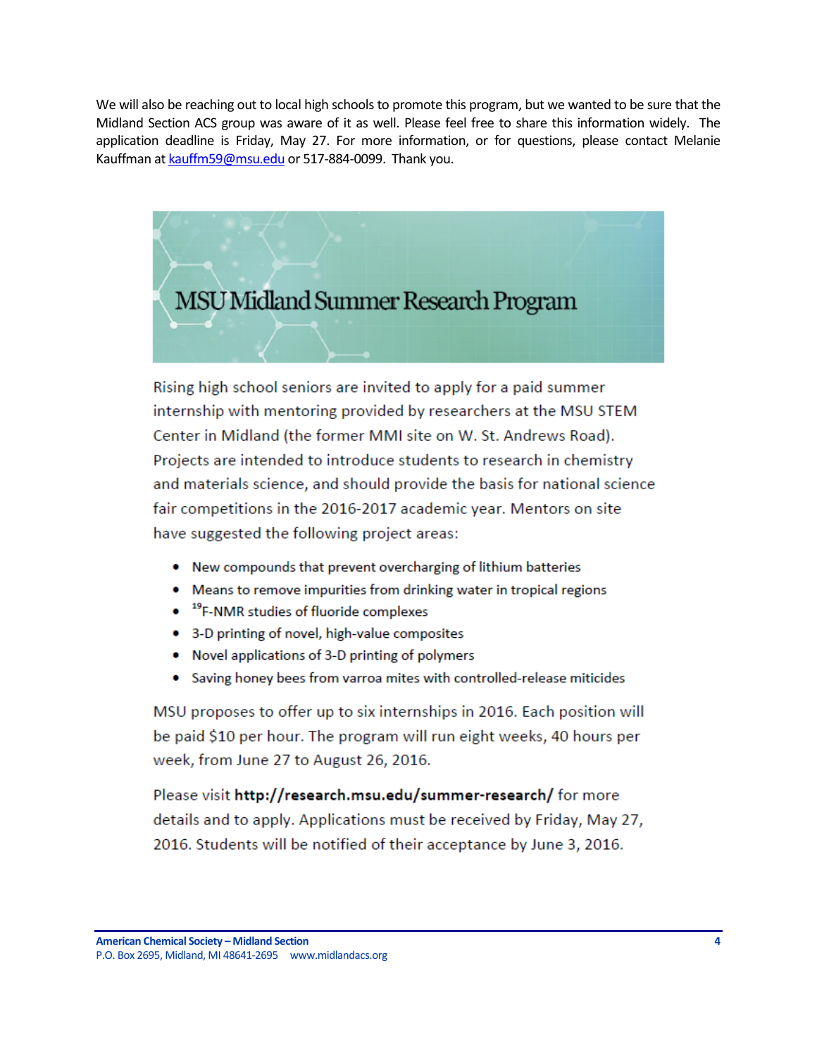We will also be reaching out to local high schools to promote this program, but we wanted to be sure that the Midland Section ACS group was aware of it as well. Please feel free to share this information widely. The application deadline is Friday, May 27. For more information, or for questions, please contact Melanie Kauffman at kauffm59@msu.edu or 517-884-0099. Thank you.

## MSU Midland Summer Research Program

Rising high school seniors are invited to apply for a paid summer internship with mentoring provided by researchers at the MSU STEM Center in Midland (the former MMI site on W. St. Andrews Road). Projects are intended to introduce students to research in chemistry and materials science, and should provide the basis for national science fair competitions in the 2016-2017 academic year. Mentors on site have suggested the following project areas:

- New compounds that prevent overcharging of lithium batteries
- Means to remove impurities from drinking water in tropical regions
- $^{19}$F-NMR studies of fluoride complexes
- 3-D printing of novel, high-value composites
- Novel applications of 3-D printing of polymers
- Saving honey bees from varroa mites with controlled-release miticides

MSU proposes to offer up to six internships in 2016. Each position will be paid $10 per hour. The program will run eight weeks, 40 hours per week, from June 27 to August 26, 2016.

Please visit **http://research.msu.edu/summer-research/** for more details and to apply. Applications must be received by Friday, May 27, 2016. Students will be notified of their acceptance by June 3, 2016.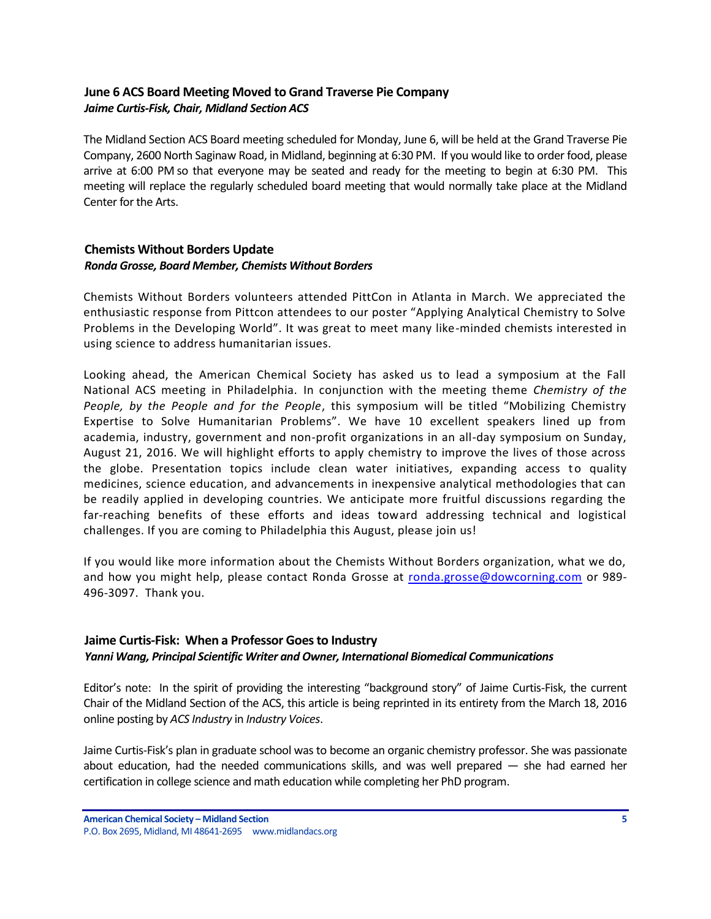### June 6 ACS Board Meeting Moved to Grand Traverse Pie Company

***Jaime Curtis-Fisk, Chair, Midland Section ACS***

The Midland Section ACS Board meeting scheduled for Monday, June 6, will be held at the Grand Traverse Pie Company, 2600 North Saginaw Road, in Midland, beginning at 6:30 PM. If you would like to order food, please arrive at 6:00 PM so that everyone may be seated and ready for the meeting to begin at 6:30 PM. This meeting will replace the regularly scheduled board meeting that would normally take place at the Midland Center for the Arts.

### Chemists Without Borders Update

***Ronda Grosse, Board Member, Chemists Without Borders***

Chemists Without Borders volunteers attended PittCon in Atlanta in March. We appreciated the enthusiastic response from Pittcon attendees to our poster "Applying Analytical Chemistry to Solve Problems in the Developing World". It was great to meet many like-minded chemists interested in using science to address humanitarian issues.

Looking ahead, the American Chemical Society has asked us to lead a symposium at the Fall National ACS meeting in Philadelphia. In conjunction with the meeting theme *Chemistry of the People, by the People and for the People*, this symposium will be titled "Mobilizing Chemistry Expertise to Solve Humanitarian Problems". We have 10 excellent speakers lined up from academia, industry, government and non-profit organizations in an all-day symposium on Sunday, August 21, 2016. We will highlight efforts to apply chemistry to improve the lives of those across the globe. Presentation topics include clean water initiatives, expanding access to quality medicines, science education, and advancements in inexpensive analytical methodologies that can be readily applied in developing countries. We anticipate more fruitful discussions regarding the far-reaching benefits of these efforts and ideas toward addressing technical and logistical challenges. If you are coming to Philadelphia this August, please join us!

If you would like more information about the Chemists Without Borders organization, what we do, and how you might help, please contact Ronda Grosse at ronda.grosse@dowcorning.com or 989-496-3097. Thank you.

### Jaime Curtis-Fisk: When a Professor Goes to Industry

***Yanni Wang, Principal Scientific Writer and Owner, International Biomedical Communications***

Editor's note: In the spirit of providing the interesting "background story" of Jaime Curtis-Fisk, the current Chair of the Midland Section of the ACS, this article is being reprinted in its entirety from the March 18, 2016 online posting by *ACS Industry* in *Industry Voices*.

Jaime Curtis-Fisk's plan in graduate school was to become an organic chemistry professor. She was passionate about education, had the needed communications skills, and was well prepared — she had earned her certification in college science and math education while completing her PhD program.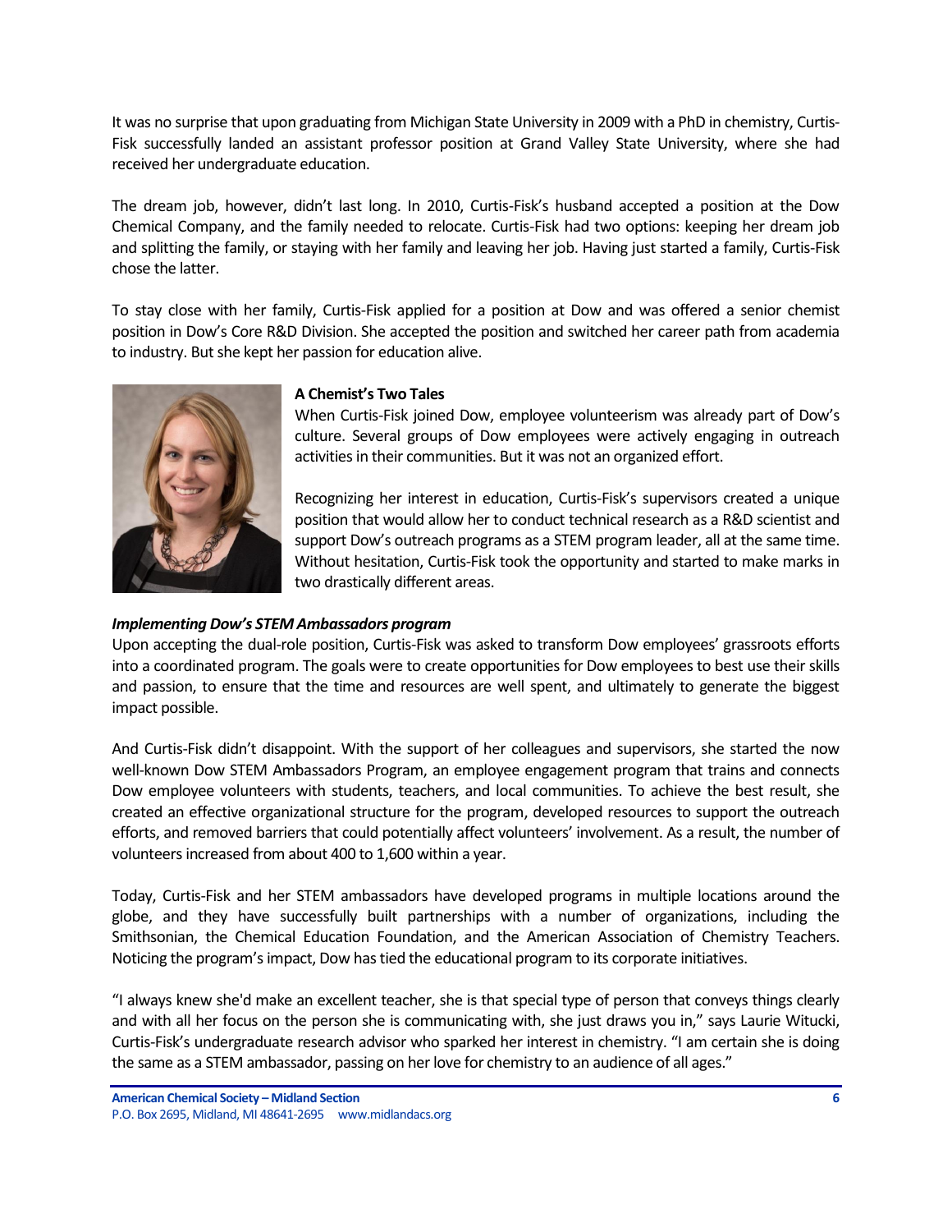It was no surprise that upon graduating from Michigan State University in 2009 with a PhD in chemistry, Curtis-Fisk successfully landed an assistant professor position at Grand Valley State University, where she had received her undergraduate education.

The dream job, however, didn't last long. In 2010, Curtis-Fisk's husband accepted a position at the Dow Chemical Company, and the family needed to relocate. Curtis-Fisk had two options: keeping her dream job and splitting the family, or staying with her family and leaving her job. Having just started a family, Curtis-Fisk chose the latter.

To stay close with her family, Curtis-Fisk applied for a position at Dow and was offered a senior chemist position in Dow's Core R&D Division. She accepted the position and switched her career path from academia to industry. But she kept her passion for education alive.

**A Chemist's Two Tales**

When Curtis-Fisk joined Dow, employee volunteerism was already part of Dow's culture. Several groups of Dow employees were actively engaging in outreach activities in their communities. But it was not an organized effort.

Recognizing her interest in education, Curtis-Fisk's supervisors created a unique position that would allow her to conduct technical research as a R&D scientist and support Dow's outreach programs as a STEM program leader, all at the same time. Without hesitation, Curtis-Fisk took the opportunity and started to make marks in two drastically different areas.

***Implementing Dow's STEM Ambassadors program***

Upon accepting the dual-role position, Curtis-Fisk was asked to transform Dow employees' grassroots efforts into a coordinated program. The goals were to create opportunities for Dow employees to best use their skills and passion, to ensure that the time and resources are well spent, and ultimately to generate the biggest impact possible.

And Curtis-Fisk didn't disappoint. With the support of her colleagues and supervisors, she started the now well-known Dow STEM Ambassadors Program, an employee engagement program that trains and connects Dow employee volunteers with students, teachers, and local communities. To achieve the best result, she created an effective organizational structure for the program, developed resources to support the outreach efforts, and removed barriers that could potentially affect volunteers' involvement. As a result, the number of volunteers increased from about 400 to 1,600 within a year.

Today, Curtis-Fisk and her STEM ambassadors have developed programs in multiple locations around the globe, and they have successfully built partnerships with a number of organizations, including the Smithsonian, the Chemical Education Foundation, and the American Association of Chemistry Teachers. Noticing the program's impact, Dow has tied the educational program to its corporate initiatives.

"I always knew she'd make an excellent teacher, she is that special type of person that conveys things clearly and with all her focus on the person she is communicating with, she just draws you in," says Laurie Witucki, Curtis-Fisk's undergraduate research advisor who sparked her interest in chemistry. "I am certain she is doing the same as a STEM ambassador, passing on her love for chemistry to an audience of all ages."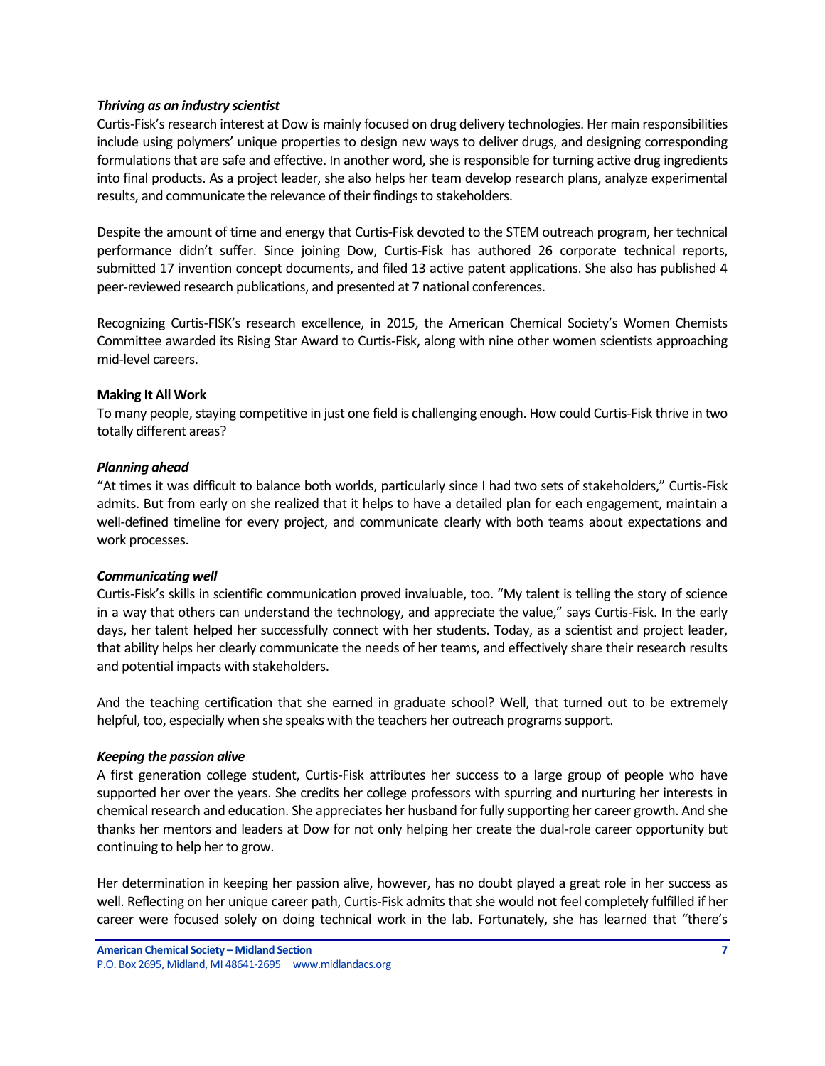***Thriving as an industry scientist***

Curtis-Fisk's research interest at Dow is mainly focused on drug delivery technologies. Her main responsibilities include using polymers' unique properties to design new ways to deliver drugs, and designing corresponding formulations that are safe and effective. In another word, she is responsible for turning active drug ingredients into final products. As a project leader, she also helps her team develop research plans, analyze experimental results, and communicate the relevance of their findings to stakeholders.

Despite the amount of time and energy that Curtis-Fisk devoted to the STEM outreach program, her technical performance didn't suffer. Since joining Dow, Curtis-Fisk has authored 26 corporate technical reports, submitted 17 invention concept documents, and filed 13 active patent applications. She also has published 4 peer-reviewed research publications, and presented at 7 national conferences.

Recognizing Curtis-FISK's research excellence, in 2015, the American Chemical Society's Women Chemists Committee awarded its Rising Star Award to Curtis-Fisk, along with nine other women scientists approaching mid-level careers.

**Making It All Work**

To many people, staying competitive in just one field is challenging enough. How could Curtis-Fisk thrive in two totally different areas?

***Planning ahead***

"At times it was difficult to balance both worlds, particularly since I had two sets of stakeholders," Curtis-Fisk admits. But from early on she realized that it helps to have a detailed plan for each engagement, maintain a well-defined timeline for every project, and communicate clearly with both teams about expectations and work processes.

***Communicating well***

Curtis-Fisk's skills in scientific communication proved invaluable, too. "My talent is telling the story of science in a way that others can understand the technology, and appreciate the value," says Curtis-Fisk. In the early days, her talent helped her successfully connect with her students. Today, as a scientist and project leader, that ability helps her clearly communicate the needs of her teams, and effectively share their research results and potential impacts with stakeholders.

And the teaching certification that she earned in graduate school? Well, that turned out to be extremely helpful, too, especially when she speaks with the teachers her outreach programs support.

***Keeping the passion alive***

A first generation college student, Curtis-Fisk attributes her success to a large group of people who have supported her over the years. She credits her college professors with spurring and nurturing her interests in chemical research and education. She appreciates her husband for fully supporting her career growth. And she thanks her mentors and leaders at Dow for not only helping her create the dual-role career opportunity but continuing to help her to grow.

Her determination in keeping her passion alive, however, has no doubt played a great role in her success as well. Reflecting on her unique career path, Curtis-Fisk admits that she would not feel completely fulfilled if her career were focused solely on doing technical work in the lab. Fortunately, she has learned that "there's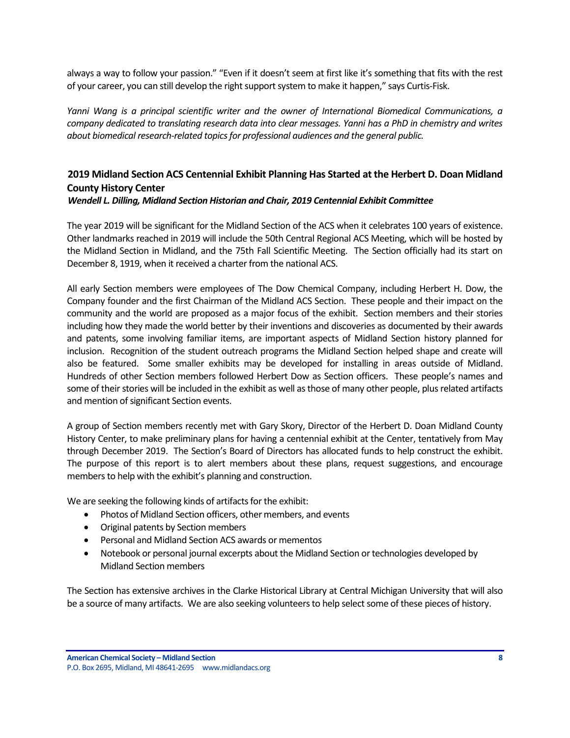always a way to follow your passion." "Even if it doesn't seem at first like it's something that fits with the rest of your career, you can still develop the right support system to make it happen," says Curtis-Fisk.

*Yanni Wang is a principal scientific writer and the owner of International Biomedical Communications, a company dedicated to translating research data into clear messages. Yanni has a PhD in chemistry and writes about biomedical research-related topics for professional audiences and the general public.*

## 2019 Midland Section ACS Centennial Exhibit Planning Has Started at the Herbert D. Doan Midland County History Center

***Wendell L. Dilling, Midland Section Historian and Chair, 2019 Centennial Exhibit Committee***

The year 2019 will be significant for the Midland Section of the ACS when it celebrates 100 years of existence. Other landmarks reached in 2019 will include the 50th Central Regional ACS Meeting, which will be hosted by the Midland Section in Midland, and the 75th Fall Scientific Meeting. The Section officially had its start on December 8, 1919, when it received a charter from the national ACS.

All early Section members were employees of The Dow Chemical Company, including Herbert H. Dow, the Company founder and the first Chairman of the Midland ACS Section. These people and their impact on the community and the world are proposed as a major focus of the exhibit. Section members and their stories including how they made the world better by their inventions and discoveries as documented by their awards and patents, some involving familiar items, are important aspects of Midland Section history planned for inclusion. Recognition of the student outreach programs the Midland Section helped shape and create will also be featured. Some smaller exhibits may be developed for installing in areas outside of Midland. Hundreds of other Section members followed Herbert Dow as Section officers. These people's names and some of their stories will be included in the exhibit as well as those of many other people, plus related artifacts and mention of significant Section events.

A group of Section members recently met with Gary Skory, Director of the Herbert D. Doan Midland County History Center, to make preliminary plans for having a centennial exhibit at the Center, tentatively from May through December 2019. The Section's Board of Directors has allocated funds to help construct the exhibit. The purpose of this report is to alert members about these plans, request suggestions, and encourage members to help with the exhibit's planning and construction.

We are seeking the following kinds of artifacts for the exhibit:

- Photos of Midland Section officers, other members, and events
- Original patents by Section members
- Personal and Midland Section ACS awards or mementos
- Notebook or personal journal excerpts about the Midland Section or technologies developed by Midland Section members

The Section has extensive archives in the Clarke Historical Library at Central Michigan University that will also be a source of many artifacts. We are also seeking volunteers to help select some of these pieces of history.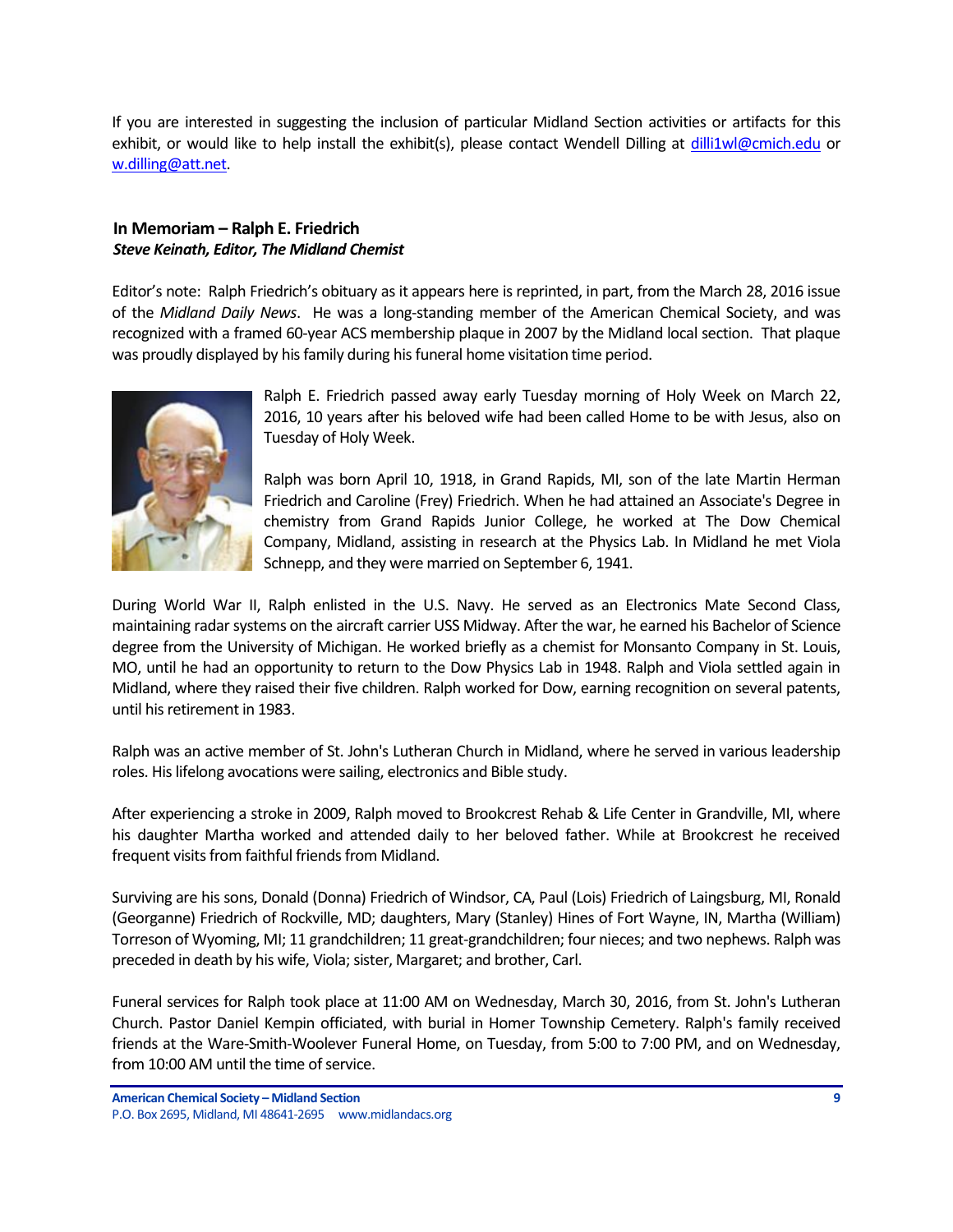If you are interested in suggesting the inclusion of particular Midland Section activities or artifacts for this exhibit, or would like to help install the exhibit(s), please contact Wendell Dilling at dilli1wl@cmich.edu or w.dilling@att.net.

### In Memoriam – Ralph E. Friedrich

***Steve Keinath, Editor, The Midland Chemist***

Editor's note: Ralph Friedrich's obituary as it appears here is reprinted, in part, from the March 28, 2016 issue of the *Midland Daily News*. He was a long-standing member of the American Chemical Society, and was recognized with a framed 60-year ACS membership plaque in 2007 by the Midland local section. That plaque was proudly displayed by his family during his funeral home visitation time period.

Ralph E. Friedrich passed away early Tuesday morning of Holy Week on March 22, 2016, 10 years after his beloved wife had been called Home to be with Jesus, also on Tuesday of Holy Week.

Ralph was born April 10, 1918, in Grand Rapids, MI, son of the late Martin Herman Friedrich and Caroline (Frey) Friedrich. When he had attained an Associate's Degree in chemistry from Grand Rapids Junior College, he worked at The Dow Chemical Company, Midland, assisting in research at the Physics Lab. In Midland he met Viola Schnepp, and they were married on September 6, 1941.

During World War II, Ralph enlisted in the U.S. Navy. He served as an Electronics Mate Second Class, maintaining radar systems on the aircraft carrier USS Midway. After the war, he earned his Bachelor of Science degree from the University of Michigan. He worked briefly as a chemist for Monsanto Company in St. Louis, MO, until he had an opportunity to return to the Dow Physics Lab in 1948. Ralph and Viola settled again in Midland, where they raised their five children. Ralph worked for Dow, earning recognition on several patents, until his retirement in 1983.

Ralph was an active member of St. John's Lutheran Church in Midland, where he served in various leadership roles. His lifelong avocations were sailing, electronics and Bible study.

After experiencing a stroke in 2009, Ralph moved to Brookcrest Rehab & Life Center in Grandville, MI, where his daughter Martha worked and attended daily to her beloved father. While at Brookcrest he received frequent visits from faithful friends from Midland.

Surviving are his sons, Donald (Donna) Friedrich of Windsor, CA, Paul (Lois) Friedrich of Laingsburg, MI, Ronald (Georganne) Friedrich of Rockville, MD; daughters, Mary (Stanley) Hines of Fort Wayne, IN, Martha (William) Torreson of Wyoming, MI; 11 grandchildren; 11 great-grandchildren; four nieces; and two nephews. Ralph was preceded in death by his wife, Viola; sister, Margaret; and brother, Carl.

Funeral services for Ralph took place at 11:00 AM on Wednesday, March 30, 2016, from St. John's Lutheran Church. Pastor Daniel Kempin officiated, with burial in Homer Township Cemetery. Ralph's family received friends at the Ware-Smith-Woolever Funeral Home, on Tuesday, from 5:00 to 7:00 PM, and on Wednesday, from 10:00 AM until the time of service.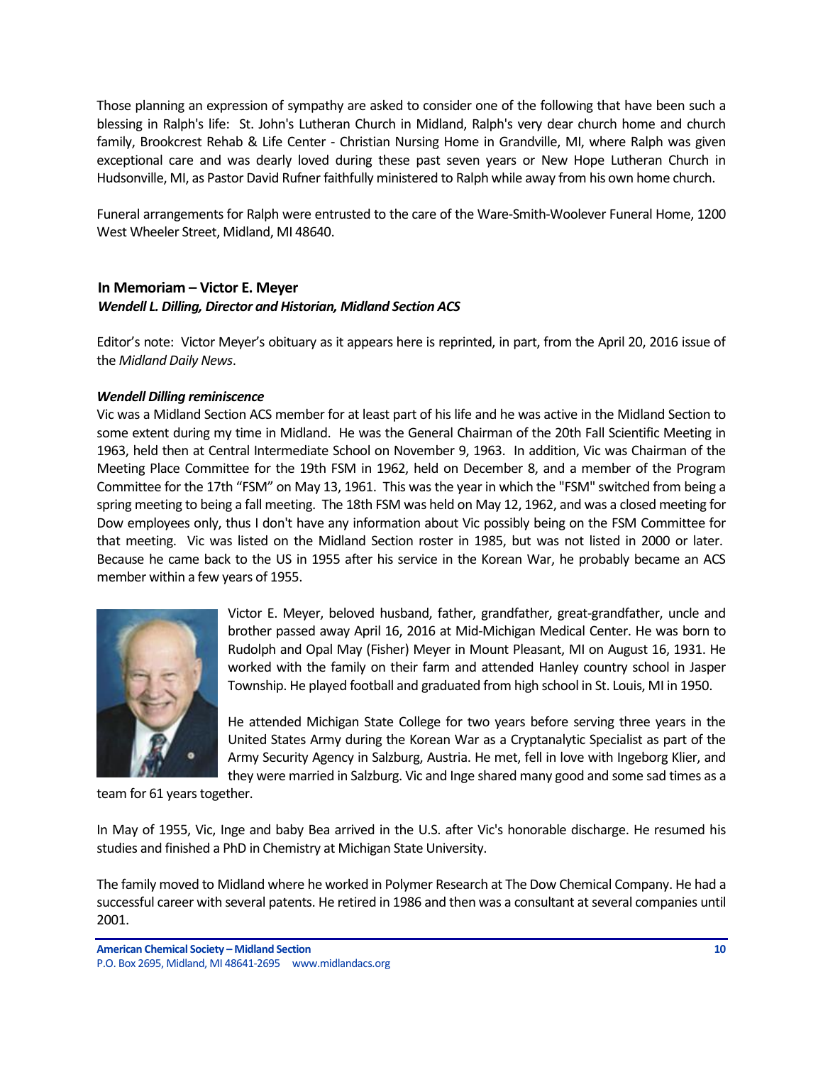Those planning an expression of sympathy are asked to consider one of the following that have been such a blessing in Ralph's life: St. John's Lutheran Church in Midland, Ralph's very dear church home and church family, Brookcrest Rehab & Life Center - Christian Nursing Home in Grandville, MI, where Ralph was given exceptional care and was dearly loved during these past seven years or New Hope Lutheran Church in Hudsonville, MI, as Pastor David Rufner faithfully ministered to Ralph while away from his own home church.

Funeral arrangements for Ralph were entrusted to the care of the Ware-Smith-Woolever Funeral Home, 1200 West Wheeler Street, Midland, MI 48640.

## In Memoriam – Victor E. Meyer

***Wendell L. Dilling, Director and Historian, Midland Section ACS***

Editor's note: Victor Meyer's obituary as it appears here is reprinted, in part, from the April 20, 2016 issue of the *Midland Daily News*.

***Wendell Dilling reminiscence***

Vic was a Midland Section ACS member for at least part of his life and he was active in the Midland Section to some extent during my time in Midland. He was the General Chairman of the 20th Fall Scientific Meeting in 1963, held then at Central Intermediate School on November 9, 1963. In addition, Vic was Chairman of the Meeting Place Committee for the 19th FSM in 1962, held on December 8, and a member of the Program Committee for the 17th "FSM" on May 13, 1961. This was the year in which the "FSM" switched from being a spring meeting to being a fall meeting. The 18th FSM was held on May 12, 1962, and was a closed meeting for Dow employees only, thus I don't have any information about Vic possibly being on the FSM Committee for that meeting. Vic was listed on the Midland Section roster in 1985, but was not listed in 2000 or later. Because he came back to the US in 1955 after his service in the Korean War, he probably became an ACS member within a few years of 1955.

Victor E. Meyer, beloved husband, father, grandfather, great-grandfather, uncle and brother passed away April 16, 2016 at Mid-Michigan Medical Center. He was born to Rudolph and Opal May (Fisher) Meyer in Mount Pleasant, MI on August 16, 1931. He worked with the family on their farm and attended Hanley country school in Jasper Township. He played football and graduated from high school in St. Louis, MI in 1950.

He attended Michigan State College for two years before serving three years in the United States Army during the Korean War as a Cryptanalytic Specialist as part of the Army Security Agency in Salzburg, Austria. He met, fell in love with Ingeborg Klier, and they were married in Salzburg. Vic and Inge shared many good and some sad times as a team for 61 years together.

In May of 1955, Vic, Inge and baby Bea arrived in the U.S. after Vic's honorable discharge. He resumed his studies and finished a PhD in Chemistry at Michigan State University.

The family moved to Midland where he worked in Polymer Research at The Dow Chemical Company. He had a successful career with several patents. He retired in 1986 and then was a consultant at several companies until 2001.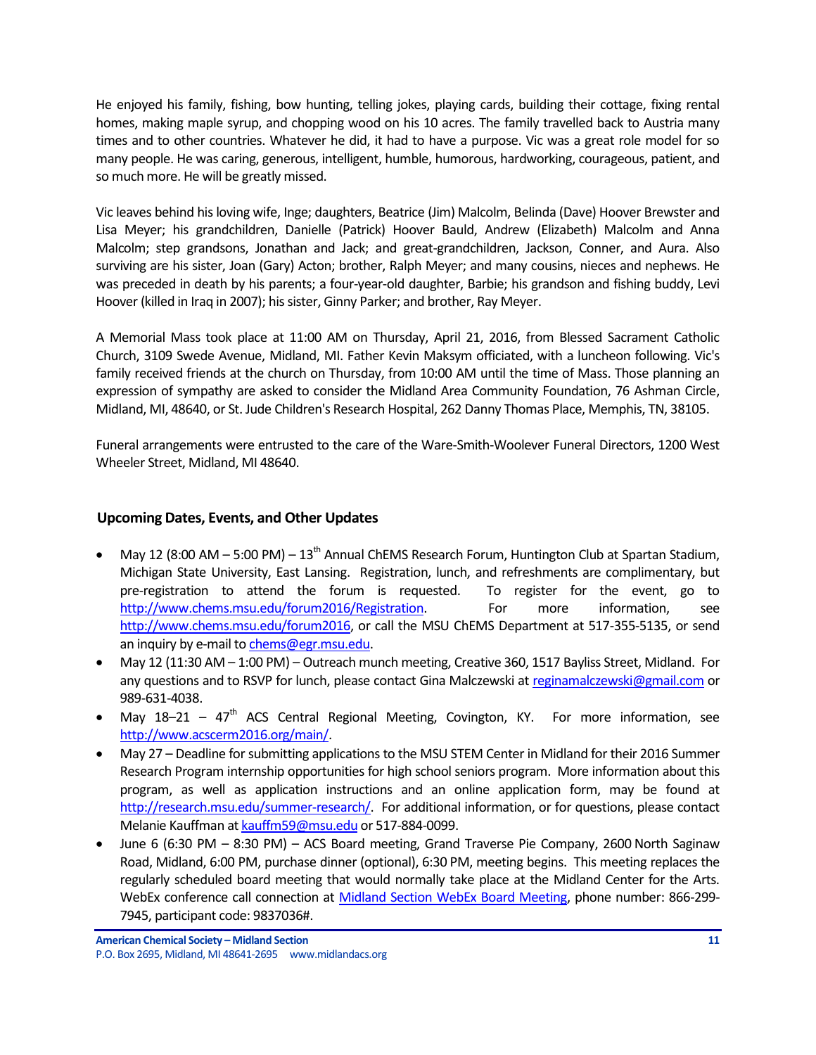He enjoyed his family, fishing, bow hunting, telling jokes, playing cards, building their cottage, fixing rental homes, making maple syrup, and chopping wood on his 10 acres. The family travelled back to Austria many times and to other countries. Whatever he did, it had to have a purpose. Vic was a great role model for so many people. He was caring, generous, intelligent, humble, humorous, hardworking, courageous, patient, and so much more. He will be greatly missed.

Vic leaves behind his loving wife, Inge; daughters, Beatrice (Jim) Malcolm, Belinda (Dave) Hoover Brewster and Lisa Meyer; his grandchildren, Danielle (Patrick) Hoover Bauld, Andrew (Elizabeth) Malcolm and Anna Malcolm; step grandsons, Jonathan and Jack; and great-grandchildren, Jackson, Conner, and Aura. Also surviving are his sister, Joan (Gary) Acton; brother, Ralph Meyer; and many cousins, nieces and nephews. He was preceded in death by his parents; a four-year-old daughter, Barbie; his grandson and fishing buddy, Levi Hoover (killed in Iraq in 2007); his sister, Ginny Parker; and brother, Ray Meyer.

A Memorial Mass took place at 11:00 AM on Thursday, April 21, 2016, from Blessed Sacrament Catholic Church, 3109 Swede Avenue, Midland, MI. Father Kevin Maksym officiated, with a luncheon following. Vic's family received friends at the church on Thursday, from 10:00 AM until the time of Mass. Those planning an expression of sympathy are asked to consider the Midland Area Community Foundation, 76 Ashman Circle, Midland, MI, 48640, or St. Jude Children's Research Hospital, 262 Danny Thomas Place, Memphis, TN, 38105.

Funeral arrangements were entrusted to the care of the Ware-Smith-Woolever Funeral Directors, 1200 West Wheeler Street, Midland, MI 48640.

## Upcoming Dates, Events, and Other Updates

- May 12 (8:00 AM – 5:00 PM) – 13th Annual ChEMS Research Forum, Huntington Club at Spartan Stadium, Michigan State University, East Lansing. Registration, lunch, and refreshments are complimentary, but pre-registration to attend the forum is requested. To register for the event, go to http://www.chems.msu.edu/forum2016/Registration. For more information, see http://www.chems.msu.edu/forum2016, or call the MSU ChEMS Department at 517-355-5135, or send an inquiry by e-mail to chems@egr.msu.edu.
- May 12 (11:30 AM – 1:00 PM) – Outreach munch meeting, Creative 360, 1517 Bayliss Street, Midland. For any questions and to RSVP for lunch, please contact Gina Malczewski at reginamalczewski@gmail.com or 989-631-4038.
- May 18–21 – 47th ACS Central Regional Meeting, Covington, KY. For more information, see http://www.acscerm2016.org/main/.
- May 27 – Deadline for submitting applications to the MSU STEM Center in Midland for their 2016 Summer Research Program internship opportunities for high school seniors program. More information about this program, as well as application instructions and an online application form, may be found at http://research.msu.edu/summer-research/. For additional information, or for questions, please contact Melanie Kauffman at kauffm59@msu.edu or 517-884-0099.
- June 6 (6:30 PM – 8:30 PM) – ACS Board meeting, Grand Traverse Pie Company, 2600 North Saginaw Road, Midland, 6:00 PM, purchase dinner (optional), 6:30 PM, meeting begins. This meeting replaces the regularly scheduled board meeting that would normally take place at the Midland Center for the Arts. WebEx conference call connection at Midland Section WebEx Board Meeting, phone number: 866-299-7945, participant code: 9837036#.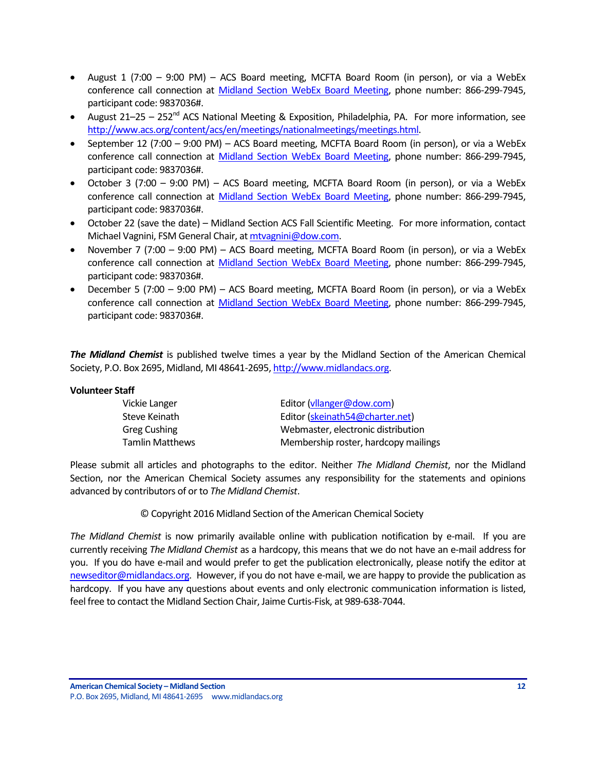- August 1 (7:00 – 9:00 PM) – ACS Board meeting, MCFTA Board Room (in person), or via a WebEx conference call connection at Midland Section WebEx Board Meeting, phone number: 866-299-7945, participant code: 9837036#.
- August 21–25 – 252nd ACS National Meeting & Exposition, Philadelphia, PA. For more information, see http://www.acs.org/content/acs/en/meetings/nationalmeetings/meetings.html.
- September 12 (7:00 – 9:00 PM) – ACS Board meeting, MCFTA Board Room (in person), or via a WebEx conference call connection at Midland Section WebEx Board Meeting, phone number: 866-299-7945, participant code: 9837036#.
- October 3 (7:00 – 9:00 PM) – ACS Board meeting, MCFTA Board Room (in person), or via a WebEx conference call connection at Midland Section WebEx Board Meeting, phone number: 866-299-7945, participant code: 9837036#.
- October 22 (save the date) – Midland Section ACS Fall Scientific Meeting. For more information, contact Michael Vagnini, FSM General Chair, at mtvagnini@dow.com.
- November 7 (7:00 – 9:00 PM) – ACS Board meeting, MCFTA Board Room (in person), or via a WebEx conference call connection at Midland Section WebEx Board Meeting, phone number: 866-299-7945, participant code: 9837036#.
- December 5 (7:00 – 9:00 PM) – ACS Board meeting, MCFTA Board Room (in person), or via a WebEx conference call connection at Midland Section WebEx Board Meeting, phone number: 866-299-7945, participant code: 9837036#.

***The Midland Chemist*** is published twelve times a year by the Midland Section of the American Chemical Society, P.O. Box 2695, Midland, MI 48641-2695, http://www.midlandacs.org.

**Volunteer Staff**

| | |
|---|---|
| Vickie Langer | Editor (vllanger@dow.com) |
| Steve Keinath | Editor (skeinath54@charter.net) |
| Greg Cushing | Webmaster, electronic distribution |
| Tamlin Matthews | Membership roster, hardcopy mailings |

Please submit all articles and photographs to the editor. Neither *The Midland Chemist*, nor the Midland Section, nor the American Chemical Society assumes any responsibility for the statements and opinions advanced by contributors of or to *The Midland Chemist*.

© Copyright 2016 Midland Section of the American Chemical Society

*The Midland Chemist* is now primarily available online with publication notification by e-mail. If you are currently receiving *The Midland Chemist* as a hardcopy, this means that we do not have an e-mail address for you. If you do have e-mail and would prefer to get the publication electronically, please notify the editor at newseditor@midlandacs.org. However, if you do not have e-mail, we are happy to provide the publication as hardcopy. If you have any questions about events and only electronic communication information is listed, feel free to contact the Midland Section Chair, Jaime Curtis-Fisk, at 989-638-7044.